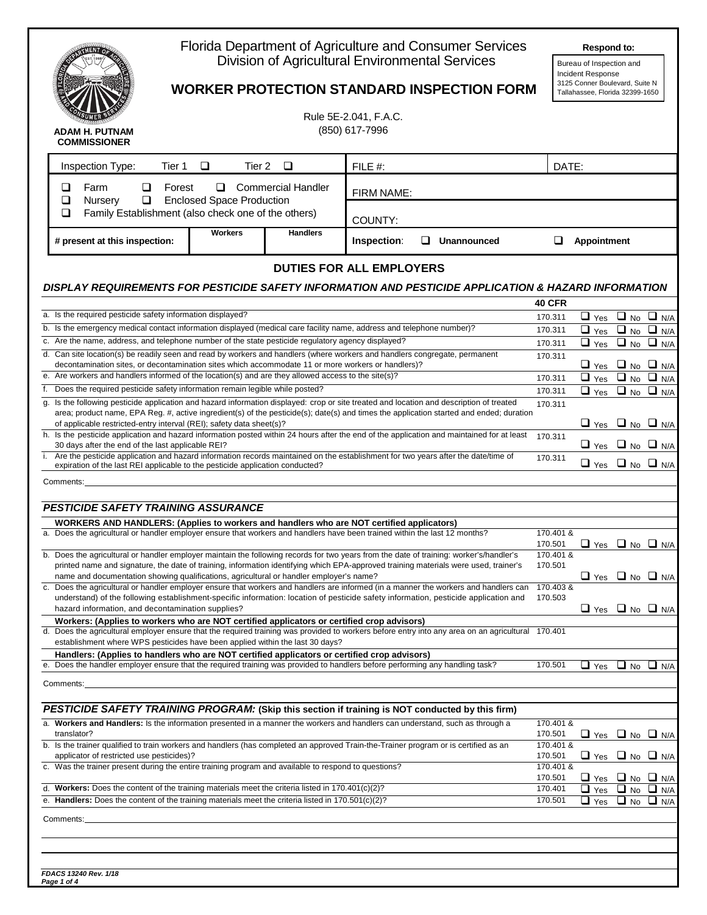Florida Department of Agriculture and Consumer Services
Division of Agricultural Environmental Services

**ADAM H. PUTNAM**
**COMMISSIONER**

# WORKER PROTECTION STANDARD INSPECTION FORM

Rule 5E-2.041, F.A.C.
(850) 617-7996

**Respond to:**

Bureau of Inspection and Incident Response
3125 Conner Boulevard, Suite N
Tallahassee, Florida 32399-1650

| Inspection Type: Tier 1 ❑ Tier 2 ❑ | | | FILE #: | DATE: |
|---|---|---|---|---|
| ❑ Farm ❑ Forest ❑ Commercial Handler ❑ Nursery ❑ Enclosed Space Production ❑ Family Establishment (also check one of the others) | | | FIRM NAME: | |
| | | | COUNTY: | |
| **# present at this inspection:** | **Workers** | **Handlers** | **Inspection:** ❑ **Unannounced** | ❑ **Appointment** |

## DUTIES FOR ALL EMPLOYERS

### *DISPLAY REQUIREMENTS FOR PESTICIDE SAFETY INFORMATION AND PESTICIDE APPLICATION & HAZARD INFORMATION*

| | 40 CFR | |
|---|---|---|
| a. Is the required pesticide safety information displayed? | 170.311 | ❑ Yes ❑ No ❑ N/A |
| b. Is the emergency medical contact information displayed (medical care facility name, address and telephone number)? | 170.311 | ❑ Yes ❑ No ❑ N/A |
| c. Are the name, address, and telephone number of the state pesticide regulatory agency displayed? | 170.311 | ❑ Yes ❑ No ❑ N/A |
| d. Can site location(s) be readily seen and read by workers and handlers (where workers and handlers congregate, permanent decontamination sites, or decontamination sites which accommodate 11 or more workers or handlers)? | 170.311 | ❑ Yes ❑ No ❑ N/A |
| e. Are workers and handlers informed of the location(s) and are they allowed access to the site(s)? | 170.311 | ❑ Yes ❑ No ❑ N/A |
| f. Does the required pesticide safety information remain legible while posted? | 170.311 | ❑ Yes ❑ No ❑ N/A |
| g. Is the following pesticide application and hazard information displayed: crop or site treated and location and description of treated area; product name, EPA Reg. #, active ingredient(s) of the pesticide(s); date(s) and times the application started and ended; duration of applicable restricted-entry interval (REI); safety data sheet(s)? | 170.311 | ❑ Yes ❑ No ❑ N/A |
| h. Is the pesticide application and hazard information posted within 24 hours after the end of the application and maintained for at least 30 days after the end of the last applicable REI? | 170.311 | ❑ Yes ❑ No ❑ N/A |
| i. Are the pesticide application and hazard information records maintained on the establishment for two years after the date/time of expiration of the last REI applicable to the pesticide application conducted? | 170.311 | ❑ Yes ❑ No ❑ N/A |

Comments:

### *PESTICIDE SAFETY TRAINING ASSURANCE*

| | | |
|---|---|---|
| **WORKERS AND HANDLERS: (Applies to workers and handlers who are NOT certified applicators)** | | |
| a. Does the agricultural or handler employer ensure that workers and handlers have been trained within the last 12 months? | 170.401 & 170.501 | ❑ Yes ❑ No ❑ N/A |
| b. Does the agricultural or handler employer maintain the following records for two years from the date of training: worker's/handler's printed name and signature, the date of training, information identifying which EPA-approved training materials were used, trainer's name and documentation showing qualifications, agricultural or handler employer's name? | 170.401 & 170.501 | ❑ Yes ❑ No ❑ N/A |
| c. Does the agricultural or handler employer ensure that workers and handlers are informed (in a manner the workers and handlers can understand) of the following establishment-specific information: location of pesticide safety information, pesticide application and hazard information, and decontamination supplies? | 170.403 & 170.503 | ❑ Yes ❑ No ❑ N/A |
| **Workers: (Applies to workers who are NOT certified applicators or certified crop advisors)** | | |
| d. Does the agricultural employer ensure that the required training was provided to workers before entry into any area on an agricultural establishment where WPS pesticides have been applied within the last 30 days? | 170.401 | |
| **Handlers: (Applies to handlers who are NOT certified applicators or certified crop advisors)** | | |
| e. Does the handler employer ensure that the required training was provided to handlers before performing any handling task? | 170.501 | ❑ Yes ❑ No ❑ N/A |

Comments:

### *PESTICIDE SAFETY TRAINING PROGRAM:* (Skip this section if training is NOT conducted by this firm)

| | | |
|---|---|---|
| a. **Workers and Handlers:** Is the information presented in a manner the workers and handlers can understand, such as through a translator? | 170.401 & 170.501 | ❑ Yes ❑ No ❑ N/A |
| b. Is the trainer qualified to train workers and handlers (has completed an approved Train-the-Trainer program or is certified as an applicator of restricted use pesticides)? | 170.401 & 170.501 | ❑ Yes ❑ No ❑ N/A |
| c. Was the trainer present during the entire training program and available to respond to questions? | 170.401 & 170.501 | ❑ Yes ❑ No ❑ N/A |
| d. **Workers:** Does the content of the training materials meet the criteria listed in 170.401(c)(2)? | 170.401 | ❑ Yes ❑ No ❑ N/A |
| e. **Handlers:** Does the content of the training materials meet the criteria listed in 170.501(c)(2)? | 170.501 | ❑ Yes ❑ No ❑ N/A |

Comments:

*FDACS 13240 Rev. 1/18*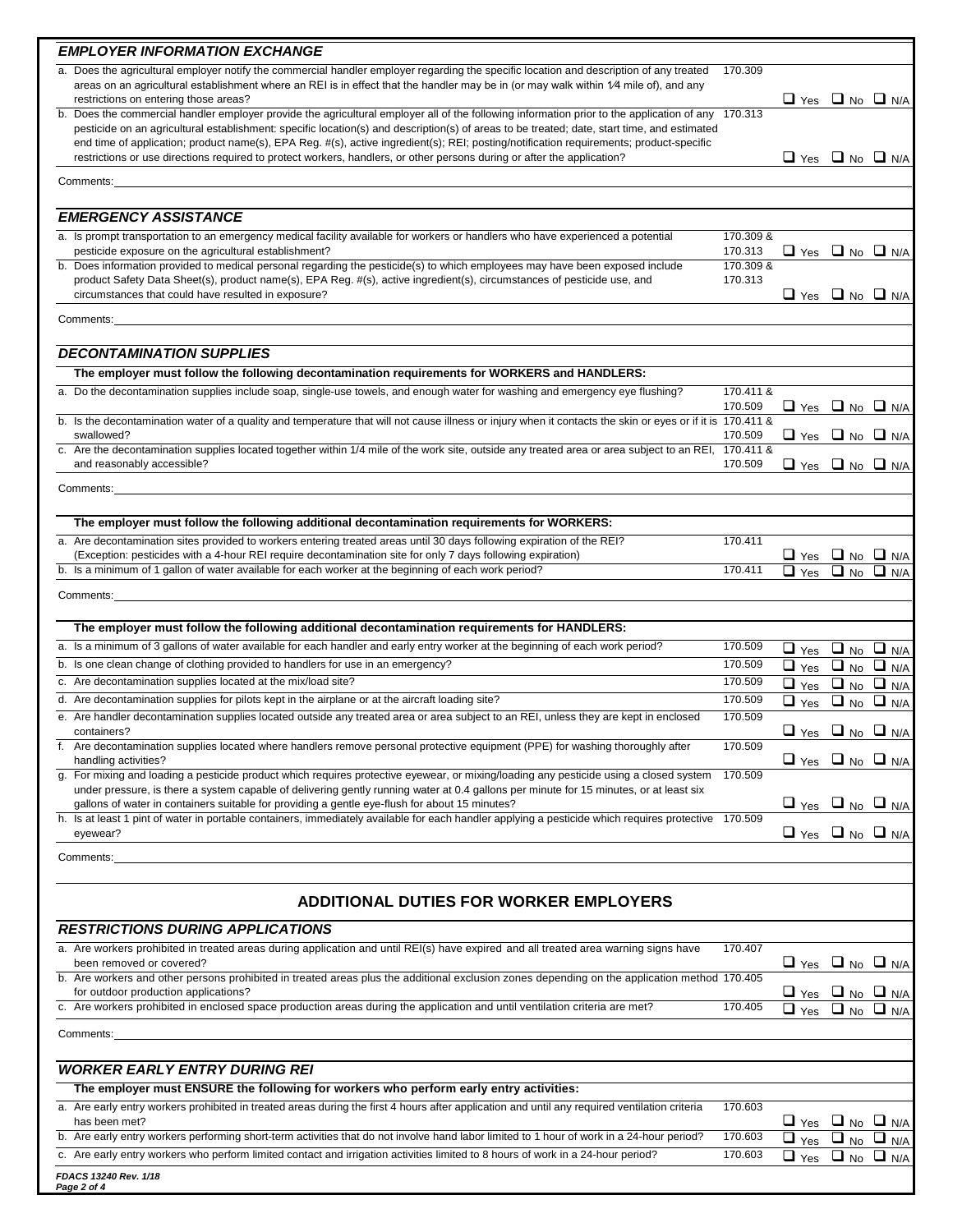## *EMPLOYER INFORMATION EXCHANGE*

| | | |
|---|---|---|
| a. Does the agricultural employer notify the commercial handler employer regarding the specific location and description of any treated areas on an agricultural establishment where an REI is in effect that the handler may be in (or may walk within 1⁄4 mile of), and any restrictions on entering those areas? | 170.309 | ❑ Yes ❑ No ❑ N/A |
| b. Does the commercial handler employer provide the agricultural employer all of the following information prior to the application of any pesticide on an agricultural establishment: specific location(s) and description(s) of areas to be treated; date, start time, and estimated end time of application; product name(s), EPA Reg. #(s), active ingredient(s); REI; posting/notification requirements; product-specific restrictions or use directions required to protect workers, handlers, or other persons during or after the application? | 170.313 | ❑ Yes ❑ No ❑ N/A |

Comments:

## *EMERGENCY ASSISTANCE*

| | | |
|---|---|---|
| a. Is prompt transportation to an emergency medical facility available for workers or handlers who have experienced a potential pesticide exposure on the agricultural establishment? | 170.309 & 170.313 | ❑ Yes ❑ No ❑ N/A |
| b. Does information provided to medical personal regarding the pesticide(s) to which employees may have been exposed include product Safety Data Sheet(s), product name(s), EPA Reg. #(s), active ingredient(s), circumstances of pesticide use, and circumstances that could have resulted in exposure? | 170.309 & 170.313 | ❑ Yes ❑ No ❑ N/A |

Comments:

## *DECONTAMINATION SUPPLIES*

**The employer must follow the following decontamination requirements for WORKERS and HANDLERS:**

| | | |
|---|---|---|
| a. Do the decontamination supplies include soap, single-use towels, and enough water for washing and emergency eye flushing? | 170.411 & 170.509 | ❑ Yes ❑ No ❑ N/A |
| b. Is the decontamination water of a quality and temperature that will not cause illness or injury when it contacts the skin or eyes or if it is swallowed? | 170.411 & 170.509 | ❑ Yes ❑ No ❑ N/A |
| c. Are the decontamination supplies located together within 1/4 mile of the work site, outside any treated area or area subject to an REI, and reasonably accessible? | 170.411 & 170.509 | ❑ Yes ❑ No ❑ N/A |

Comments:

**The employer must follow the following additional decontamination requirements for WORKERS:**

| | | |
|---|---|---|
| a. Are decontamination sites provided to workers entering treated areas until 30 days following expiration of the REI? (Exception: pesticides with a 4-hour REI require decontamination site for only 7 days following expiration) | 170.411 | ❑ Yes ❑ No ❑ N/A |
| b. Is a minimum of 1 gallon of water available for each worker at the beginning of each work period? | 170.411 | ❑ Yes ❑ No ❑ N/A |

Comments:

**The employer must follow the following additional decontamination requirements for HANDLERS:**

| | | |
|---|---|---|
| a. Is a minimum of 3 gallons of water available for each handler and early entry worker at the beginning of each work period? | 170.509 | ❑ Yes ❑ No ❑ N/A |
| b. Is one clean change of clothing provided to handlers for use in an emergency? | 170.509 | ❑ Yes ❑ No ❑ N/A |
| c. Are decontamination supplies located at the mix/load site? | 170.509 | ❑ Yes ❑ No ❑ N/A |
| d. Are decontamination supplies for pilots kept in the airplane or at the aircraft loading site? | 170.509 | ❑ Yes ❑ No ❑ N/A |
| e. Are handler decontamination supplies located outside any treated area or area subject to an REI, unless they are kept in enclosed containers? | 170.509 | ❑ Yes ❑ No ❑ N/A |
| f. Are decontamination supplies located where handlers remove personal protective equipment (PPE) for washing thoroughly after handling activities? | 170.509 | ❑ Yes ❑ No ❑ N/A |
| g. For mixing and loading a pesticide product which requires protective eyewear, or mixing/loading any pesticide using a closed system under pressure, is there a system capable of delivering gently running water at 0.4 gallons per minute for 15 minutes, or at least six gallons of water in containers suitable for providing a gentle eye-flush for about 15 minutes? | 170.509 | ❑ Yes ❑ No ❑ N/A |
| h. Is at least 1 pint of water in portable containers, immediately available for each handler applying a pesticide which requires protective eyewear? | 170.509 | ❑ Yes ❑ No ❑ N/A |

Comments:

# ADDITIONAL DUTIES FOR WORKER EMPLOYERS

## *RESTRICTIONS DURING APPLICATIONS*

| | | |
|---|---|---|
| a. Are workers prohibited in treated areas during application and until REI(s) have expired and all treated area warning signs have been removed or covered? | 170.407 | ❑ Yes ❑ No ❑ N/A |
| b. Are workers and other persons prohibited in treated areas plus the additional exclusion zones depending on the application method for outdoor production applications? | 170.405 | ❑ Yes ❑ No ❑ N/A |
| c. Are workers prohibited in enclosed space production areas during the application and until ventilation criteria are met? | 170.405 | ❑ Yes ❑ No ❑ N/A |

Comments:

## *WORKER EARLY ENTRY DURING REI*

**The employer must ENSURE the following for workers who perform early entry activities:**

| | | |
|---|---|---|
| a. Are early entry workers prohibited in treated areas during the first 4 hours after application and until any required ventilation criteria has been met? | 170.603 | ❑ Yes ❑ No ❑ N/A |
| b. Are early entry workers performing short-term activities that do not involve hand labor limited to 1 hour of work in a 24-hour period? | 170.603 | ❑ Yes ❑ No ❑ N/A |
| c. Are early entry workers who perform limited contact and irrigation activities limited to 8 hours of work in a 24-hour period? | 170.603 | ❑ Yes ❑ No ❑ N/A |

*FDACS 13240 Rev. 1/18*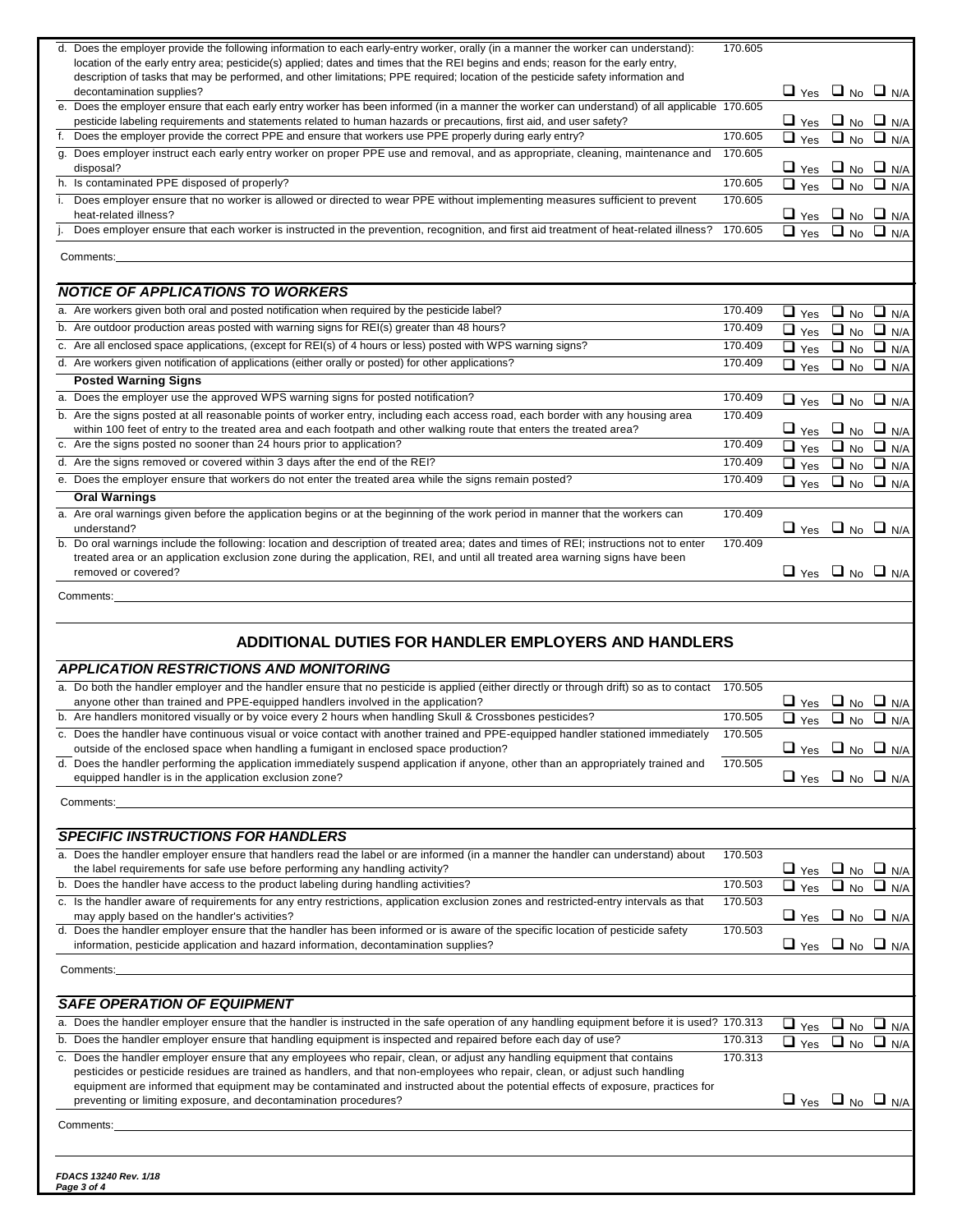| | | |
|---|---|---|
| d. Does the employer provide the following information to each early-entry worker, orally (in a manner the worker can understand): location of the early entry area; pesticide(s) applied; dates and times that the REI begins and ends; reason for the early entry, description of tasks that may be performed, and other limitations; PPE required; location of the pesticide safety information and decontamination supplies? | 170.605 | ❑ Yes ❑ No ❑ N/A |
| e. Does the employer ensure that each early entry worker has been informed (in a manner the worker can understand) of all applicable pesticide labeling requirements and statements related to human hazards or precautions, first aid, and user safety? | 170.605 | ❑ Yes ❑ No ❑ N/A |
| f. Does the employer provide the correct PPE and ensure that workers use PPE properly during early entry? | 170.605 | ❑ Yes ❑ No ❑ N/A |
| g. Does employer instruct each early entry worker on proper PPE use and removal, and as appropriate, cleaning, maintenance and disposal? | 170.605 | ❑ Yes ❑ No ❑ N/A |
| h. Is contaminated PPE disposed of properly? | 170.605 | ❑ Yes ❑ No ❑ N/A |
| i. Does employer ensure that no worker is allowed or directed to wear PPE without implementing measures sufficient to prevent heat-related illness? | 170.605 | ❑ Yes ❑ No ❑ N/A |
| j. Does employer ensure that each worker is instructed in the prevention, recognition, and first aid treatment of heat-related illness? | 170.605 | ❑ Yes ❑ No ❑ N/A |

Comments:

### *NOTICE OF APPLICATIONS TO WORKERS*

| | | |
|---|---|---|
| a. Are workers given both oral and posted notification when required by the pesticide label? | 170.409 | ❑ Yes ❑ No ❑ N/A |
| b. Are outdoor production areas posted with warning signs for REI(s) greater than 48 hours? | 170.409 | ❑ Yes ❑ No ❑ N/A |
| c. Are all enclosed space applications, (except for REI(s) of 4 hours or less) posted with WPS warning signs? | 170.409 | ❑ Yes ❑ No ❑ N/A |
| d. Are workers given notification of applications (either orally or posted) for other applications? | 170.409 | ❑ Yes ❑ No ❑ N/A |
| **Posted Warning Signs** | | |
| a. Does the employer use the approved WPS warning signs for posted notification? | 170.409 | ❑ Yes ❑ No ❑ N/A |
| b. Are the signs posted at all reasonable points of worker entry, including each access road, each border with any housing area within 100 feet of entry to the treated area and each footpath and other walking route that enters the treated area? | 170.409 | ❑ Yes ❑ No ❑ N/A |
| c. Are the signs posted no sooner than 24 hours prior to application? | 170.409 | ❑ Yes ❑ No ❑ N/A |
| d. Are the signs removed or covered within 3 days after the end of the REI? | 170.409 | ❑ Yes ❑ No ❑ N/A |
| e. Does the employer ensure that workers do not enter the treated area while the signs remain posted? | 170.409 | ❑ Yes ❑ No ❑ N/A |
| **Oral Warnings** | | |
| a. Are oral warnings given before the application begins or at the beginning of the work period in manner that the workers can understand? | 170.409 | ❑ Yes ❑ No ❑ N/A |
| b. Do oral warnings include the following: location and description of treated area; dates and times of REI; instructions not to enter treated area or an application exclusion zone during the application, REI, and until all treated area warning signs have been removed or covered? | 170.409 | ❑ Yes ❑ No ❑ N/A |

Comments:

## ADDITIONAL DUTIES FOR HANDLER EMPLOYERS AND HANDLERS

### *APPLICATION RESTRICTIONS AND MONITORING*

| | | |
|---|---|---|
| a. Do both the handler employer and the handler ensure that no pesticide is applied (either directly or through drift) so as to contact anyone other than trained and PPE-equipped handlers involved in the application? | 170.505 | ❑ Yes ❑ No ❑ N/A |
| b. Are handlers monitored visually or by voice every 2 hours when handling Skull & Crossbones pesticides? | 170.505 | ❑ Yes ❑ No ❑ N/A |
| c. Does the handler have continuous visual or voice contact with another trained and PPE-equipped handler stationed immediately outside of the enclosed space when handling a fumigant in enclosed space production? | 170.505 | ❑ Yes ❑ No ❑ N/A |
| d. Does the handler performing the application immediately suspend application if anyone, other than an appropriately trained and equipped handler is in the application exclusion zone? | 170.505 | ❑ Yes ❑ No ❑ N/A |

Comments:

### *SPECIFIC INSTRUCTIONS FOR HANDLERS*

| | | |
|---|---|---|
| a. Does the handler employer ensure that handlers read the label or are informed (in a manner the handler can understand) about the label requirements for safe use before performing any handling activity? | 170.503 | ❑ Yes ❑ No ❑ N/A |
| b. Does the handler have access to the product labeling during handling activities? | 170.503 | ❑ Yes ❑ No ❑ N/A |
| c. Is the handler aware of requirements for any entry restrictions, application exclusion zones and restricted-entry intervals as that may apply based on the handler's activities? | 170.503 | ❑ Yes ❑ No ❑ N/A |
| d. Does the handler employer ensure that the handler has been informed or is aware of the specific location of pesticide safety information, pesticide application and hazard information, decontamination supplies? | 170.503 | ❑ Yes ❑ No ❑ N/A |

Comments:

### *SAFE OPERATION OF EQUIPMENT*

| | | |
|---|---|---|
| a. Does the handler employer ensure that the handler is instructed in the safe operation of any handling equipment before it is used? | 170.313 | ❑ Yes ❑ No ❑ N/A |
| b. Does the handler employer ensure that handling equipment is inspected and repaired before each day of use? | 170.313 | ❑ Yes ❑ No ❑ N/A |
| c. Does the handler employer ensure that any employees who repair, clean, or adjust any handling equipment that contains pesticides or pesticide residues are trained as handlers, and that non-employees who repair, clean, or adjust such handling equipment are informed that equipment may be contaminated and instructed about the potential effects of exposure, practices for preventing or limiting exposure, and decontamination procedures? | 170.313 | ❑ Yes ❑ No ❑ N/A |

Comments:

*FDACS 13240 Rev. 1/18*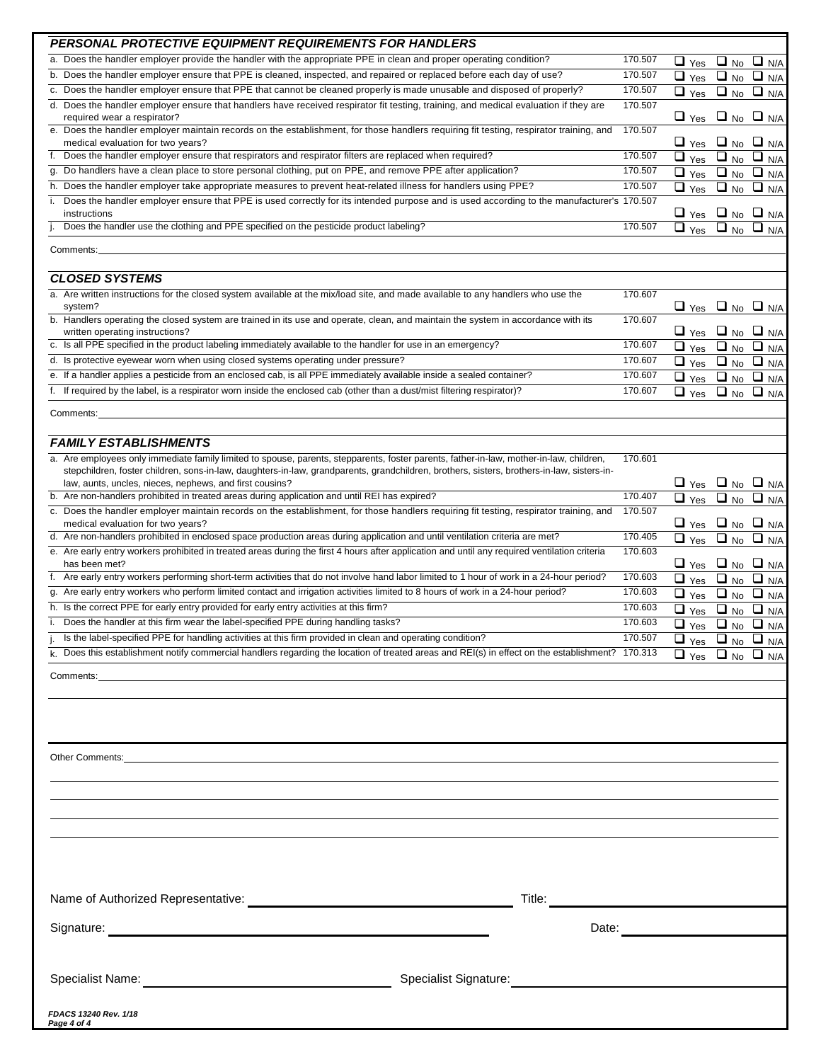## *PERSONAL PROTECTIVE EQUIPMENT REQUIREMENTS FOR HANDLERS*

| | | |
|---|---|---|
| a. Does the handler employer provide the handler with the appropriate PPE in clean and proper operating condition? | 170.507 | ❑ Yes ❑ No ❑ N/A |
| b. Does the handler employer ensure that PPE is cleaned, inspected, and repaired or replaced before each day of use? | 170.507 | ❑ Yes ❑ No ❑ N/A |
| c. Does the handler employer ensure that PPE that cannot be cleaned properly is made unusable and disposed of properly? | 170.507 | ❑ Yes ❑ No ❑ N/A |
| d. Does the handler employer ensure that handlers have received respirator fit testing, training, and medical evaluation if they are required wear a respirator? | 170.507 | ❑ Yes ❑ No ❑ N/A |
| e. Does the handler employer maintain records on the establishment, for those handlers requiring fit testing, respirator training, and medical evaluation for two years? | 170.507 | ❑ Yes ❑ No ❑ N/A |
| f. Does the handler employer ensure that respirators and respirator filters are replaced when required? | 170.507 | ❑ Yes ❑ No ❑ N/A |
| g. Do handlers have a clean place to store personal clothing, put on PPE, and remove PPE after application? | 170.507 | ❑ Yes ❑ No ❑ N/A |
| h. Does the handler employer take appropriate measures to prevent heat-related illness for handlers using PPE? | 170.507 | ❑ Yes ❑ No ❑ N/A |
| i. Does the handler employer ensure that PPE is used correctly for its intended purpose and is used according to the manufacturer's instructions | 170.507 | ❑ Yes ❑ No ❑ N/A |
| j. Does the handler use the clothing and PPE specified on the pesticide product labeling? | 170.507 | ❑ Yes ❑ No ❑ N/A |

Comments:

## *CLOSED SYSTEMS*

| | | |
|---|---|---|
| a. Are written instructions for the closed system available at the mix/load site, and made available to any handlers who use the system? | 170.607 | ❑ Yes ❑ No ❑ N/A |
| b. Handlers operating the closed system are trained in its use and operate, clean, and maintain the system in accordance with its written operating instructions? | 170.607 | ❑ Yes ❑ No ❑ N/A |
| c. Is all PPE specified in the product labeling immediately available to the handler for use in an emergency? | 170.607 | ❑ Yes ❑ No ❑ N/A |
| d. Is protective eyewear worn when using closed systems operating under pressure? | 170.607 | ❑ Yes ❑ No ❑ N/A |
| e. If a handler applies a pesticide from an enclosed cab, is all PPE immediately available inside a sealed container? | 170.607 | ❑ Yes ❑ No ❑ N/A |
| f. If required by the label, is a respirator worn inside the enclosed cab (other than a dust/mist filtering respirator)? | 170.607 | ❑ Yes ❑ No ❑ N/A |

Comments:

## *FAMILY ESTABLISHMENTS*

| | | |
|---|---|---|
| a. Are employees only immediate family limited to spouse, parents, stepparents, foster parents, father-in-law, mother-in-law, children, stepchildren, foster children, sons-in-law, daughters-in-law, grandparents, grandchildren, brothers, sisters, brothers-in-law, sisters-in-law, aunts, uncles, nieces, nephews, and first cousins? | 170.601 | ❑ Yes ❑ No ❑ N/A |
| b. Are non-handlers prohibited in treated areas during application and until REI has expired? | 170.407 | ❑ Yes ❑ No ❑ N/A |
| c. Does the handler employer maintain records on the establishment, for those handlers requiring fit testing, respirator training, and medical evaluation for two years? | 170.507 | ❑ Yes ❑ No ❑ N/A |
| d. Are non-handlers prohibited in enclosed space production areas during application and until ventilation criteria are met? | 170.405 | ❑ Yes ❑ No ❑ N/A |
| e. Are early entry workers prohibited in treated areas during the first 4 hours after application and until any required ventilation criteria has been met? | 170.603 | ❑ Yes ❑ No ❑ N/A |
| f. Are early entry workers performing short-term activities that do not involve hand labor limited to 1 hour of work in a 24-hour period? | 170.603 | ❑ Yes ❑ No ❑ N/A |
| g. Are early entry workers who perform limited contact and irrigation activities limited to 8 hours of work in a 24-hour period? | 170.603 | ❑ Yes ❑ No ❑ N/A |
| h. Is the correct PPE for early entry provided for early entry activities at this firm? | 170.603 | ❑ Yes ❑ No ❑ N/A |
| i. Does the handler at this firm wear the label-specified PPE during handling tasks? | 170.603 | ❑ Yes ❑ No ❑ N/A |
| j. Is the label-specified PPE for handling activities at this firm provided in clean and operating condition? | 170.507 | ❑ Yes ❑ No ❑ N/A |
| k. Does this establishment notify commercial handlers regarding the location of treated areas and REI(s) in effect on the establishment? | 170.313 | ❑ Yes ❑ No ❑ N/A |

Comments:

Other Comments:

Name of Authorized Representative: \_\_\_\_\_\_\_\_\_\_\_\_\_\_\_\_\_\_\_\_ Title: \_\_\_\_\_\_\_\_\_\_\_\_\_\_\_\_\_\_\_\_

Signature: \_\_\_\_\_\_\_\_\_\_\_\_\_\_\_\_\_\_\_\_ Date: \_\_\_\_\_\_\_\_\_\_\_\_\_\_\_\_\_\_\_\_

Specialist Name: \_\_\_\_\_\_\_\_\_\_\_\_\_\_\_\_\_\_\_\_ Specialist Signature: \_\_\_\_\_\_\_\_\_\_\_\_\_\_\_\_\_\_\_\_

*FDACS 13240 Rev. 1/18*